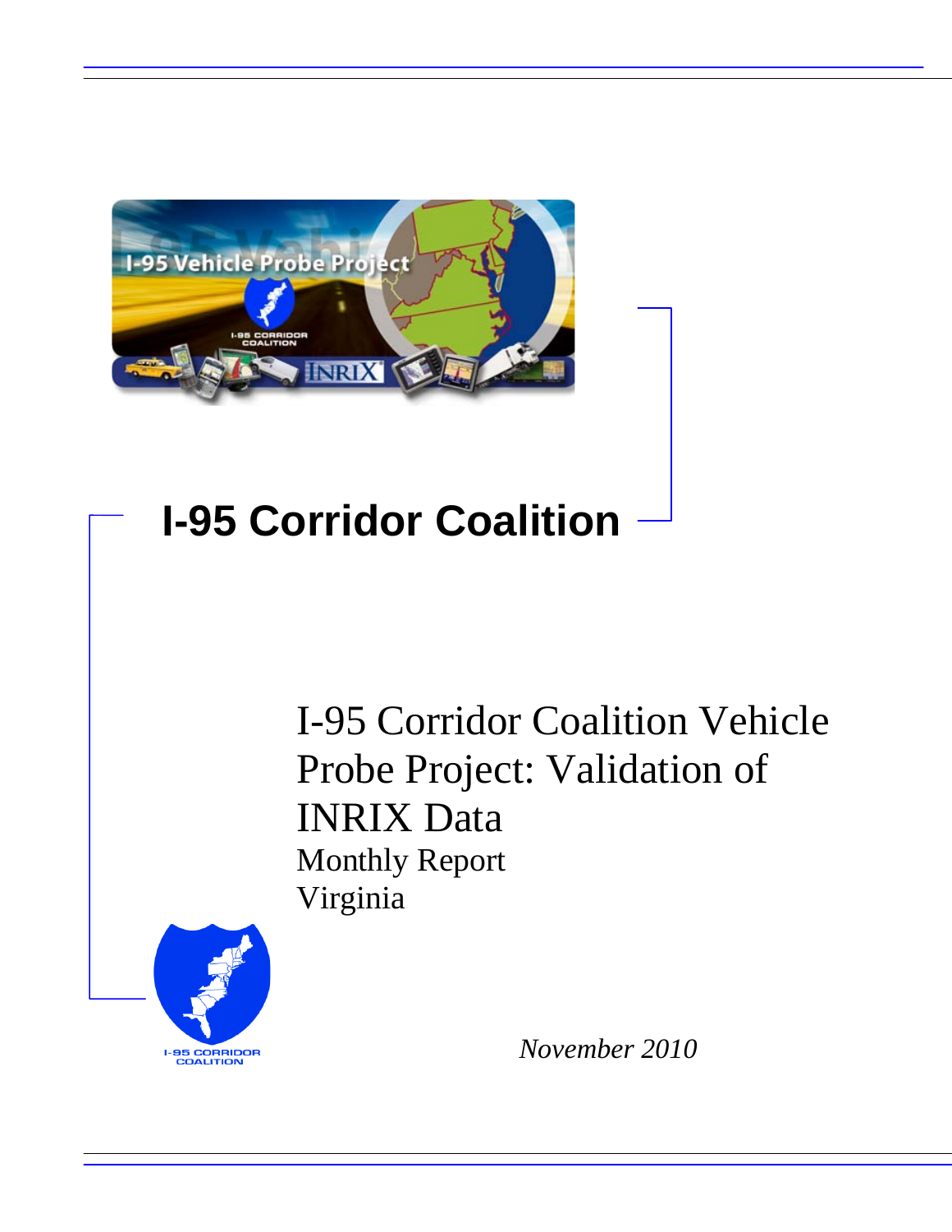# I-95 Corridor Coalition

I-95 Corridor Coalition Vehicle Probe Project: Validation of INRIX Data

Monthly Report

Virginia

*November 2010*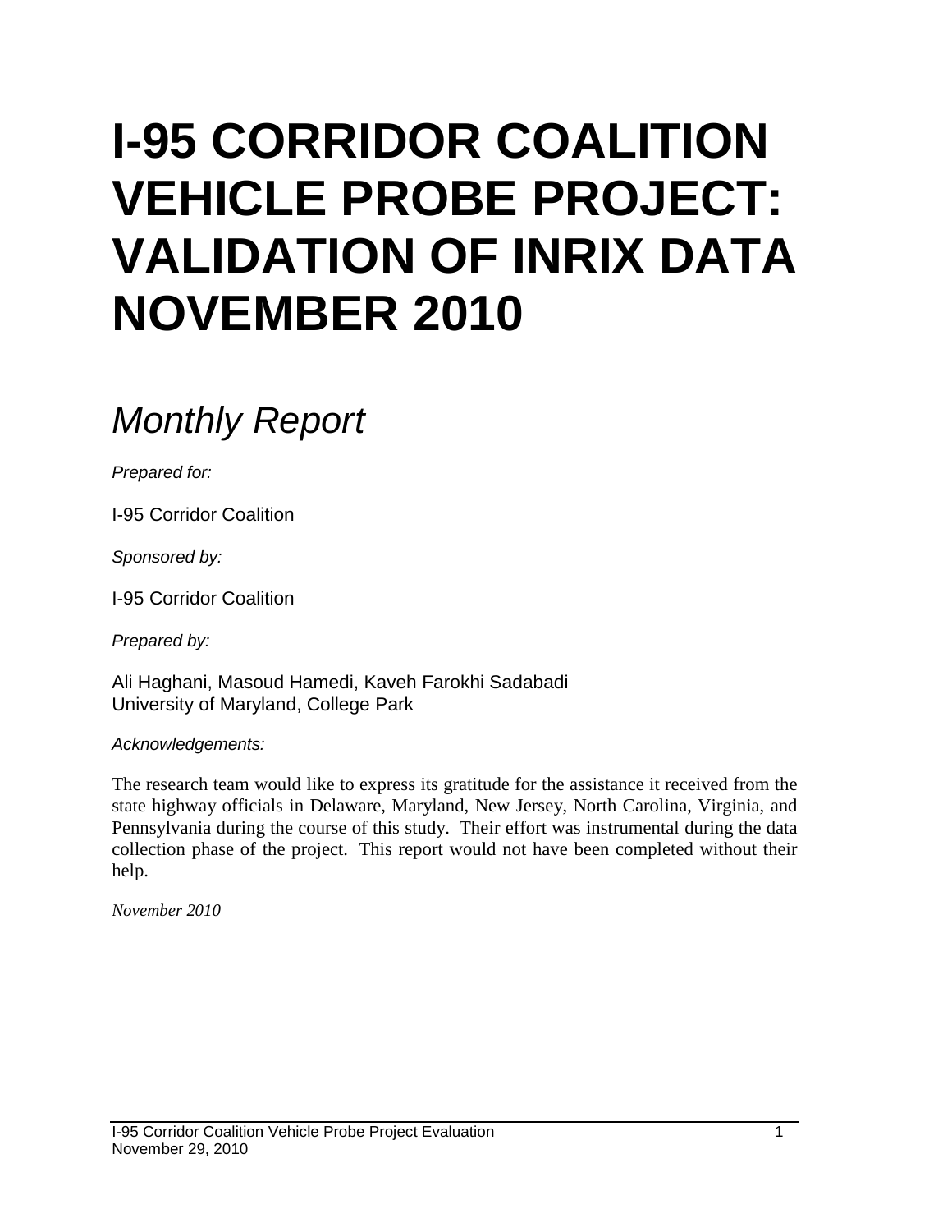# I-95 CORRIDOR COALITION VEHICLE PROBE PROJECT: VALIDATION OF INRIX DATA NOVEMBER 2010

## *Monthly Report*

*Prepared for:*

I-95 Corridor Coalition

*Sponsored by:*

I-95 Corridor Coalition

*Prepared by:*

Ali Haghani, Masoud Hamedi, Kaveh Farokhi Sadabadi
University of Maryland, College Park

*Acknowledgements:*

The research team would like to express its gratitude for the assistance it received from the state highway officials in Delaware, Maryland, New Jersey, North Carolina, Virginia, and Pennsylvania during the course of this study. Their effort was instrumental during the data collection phase of the project. This report would not have been completed without their help.

*November 2010*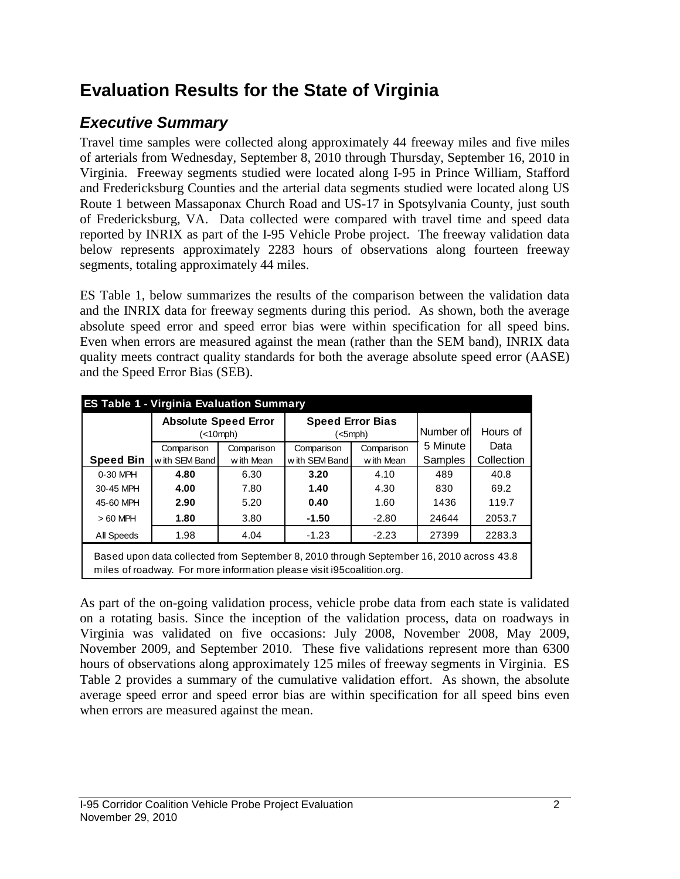# Evaluation Results for the State of Virginia

## *Executive Summary*

Travel time samples were collected along approximately 44 freeway miles and five miles of arterials from Wednesday, September 8, 2010 through Thursday, September 16, 2010 in Virginia. Freeway segments studied were located along I-95 in Prince William, Stafford and Fredericksburg Counties and the arterial data segments studied were located along US Route 1 between Massaponax Church Road and US-17 in Spotsylvania County, just south of Fredericksburg, VA. Data collected were compared with travel time and speed data reported by INRIX as part of the I-95 Vehicle Probe project. The freeway validation data below represents approximately 2283 hours of observations along fourteen freeway segments, totaling approximately 44 miles.

ES Table 1, below summarizes the results of the comparison between the validation data and the INRIX data for freeway segments during this period. As shown, both the average absolute speed error and speed error bias were within specification for all speed bins. Even when errors are measured against the mean (rather than the SEM band), INRIX data quality meets contract quality standards for both the average absolute speed error (AASE) and the Speed Error Bias (SEB).

**ES Table 1 - Virginia Evaluation Summary**

| | Absolute Speed Error (<10mph) | | Speed Error Bias (<5mph) | | Number of 5 Minute Samples | Hours of Data Collection |
|---|---|---|---|---|---|---|
| **Speed Bin** | Comparison with SEM Band | Comparison with Mean | Comparison with SEM Band | Comparison with Mean | | |
| 0-30 MPH | **4.80** | 6.30 | **3.20** | 4.10 | 489 | 40.8 |
| 30-45 MPH | **4.00** | 7.80 | **1.40** | 4.30 | 830 | 69.2 |
| 45-60 MPH | **2.90** | 5.20 | **0.40** | 1.60 | 1436 | 119.7 |
| > 60 MPH | **1.80** | 3.80 | **-1.50** | -2.80 | 24644 | 2053.7 |
| All Speeds | 1.98 | 4.04 | -1.23 | -2.23 | 27399 | 2283.3 |

Based upon data collected from September 8, 2010 through September 16, 2010 across 43.8 miles of roadway. For more information please visit i95coalition.org.

As part of the on-going validation process, vehicle probe data from each state is validated on a rotating basis. Since the inception of the validation process, data on roadways in Virginia was validated on five occasions: July 2008, November 2008, May 2009, November 2009, and September 2010. These five validations represent more than 6300 hours of observations along approximately 125 miles of freeway segments in Virginia. ES Table 2 provides a summary of the cumulative validation effort. As shown, the absolute average speed error and speed error bias are within specification for all speed bins even when errors are measured against the mean.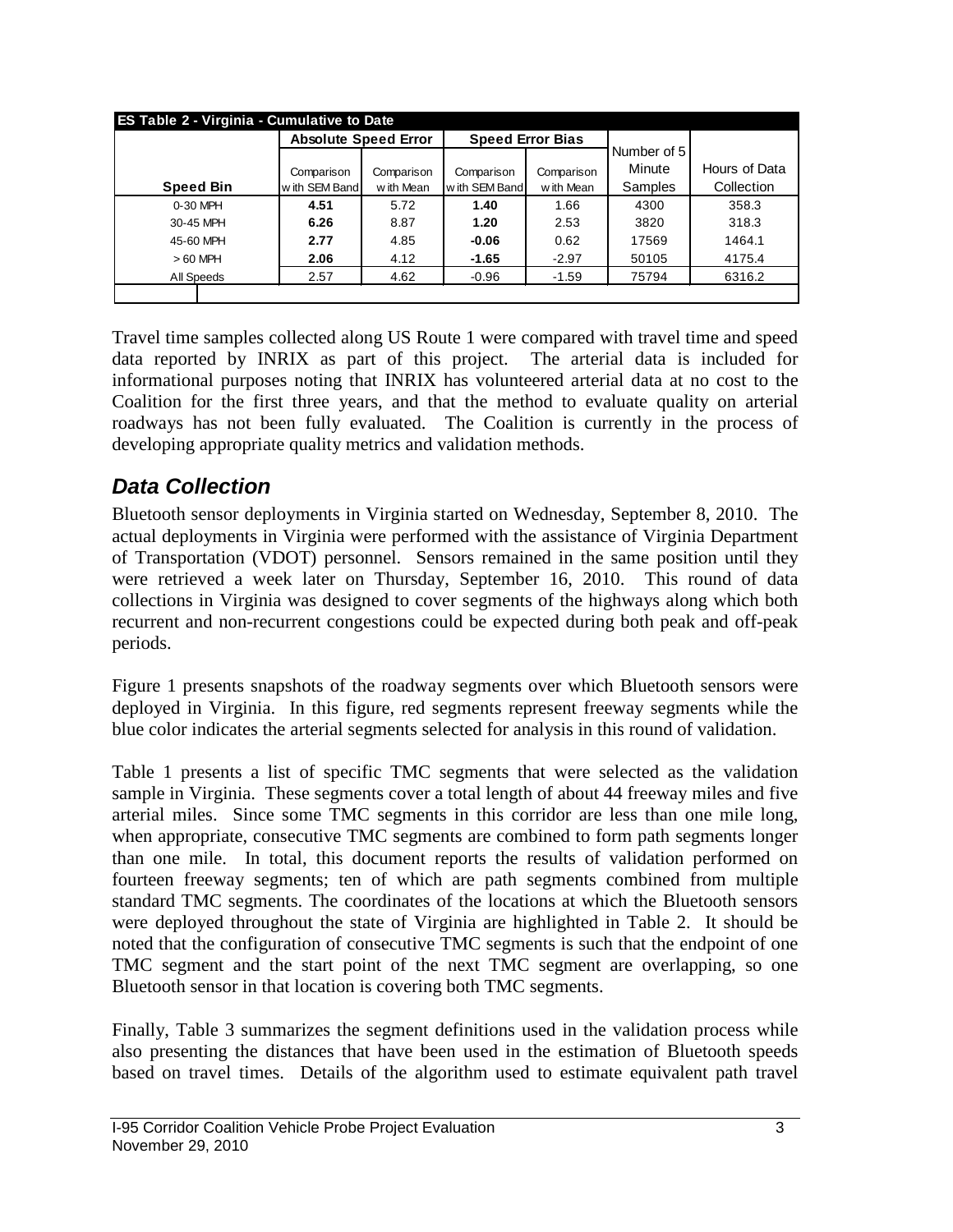| ES Table 2 - Virginia - Cumulative to Date | | | | | | |
|---|---|---|---|---|---|---|
| | Absolute Speed Error | | Speed Error Bias | | | |
| Speed Bin | Comparison with SEM Band | Comparison with Mean | Comparison with SEM Band | Comparison with Mean | Number of 5 Minute Samples | Hours of Data Collection |
| 0-30 MPH | **4.51** | 5.72 | **1.40** | 1.66 | 4300 | 358.3 |
| 30-45 MPH | **6.26** | 8.87 | **1.20** | 2.53 | 3820 | 318.3 |
| 45-60 MPH | **2.77** | 4.85 | **-0.06** | 0.62 | 17569 | 1464.1 |
| > 60 MPH | **2.06** | 4.12 | **-1.65** | -2.97 | 50105 | 4175.4 |
| All Speeds | 2.57 | 4.62 | -0.96 | -1.59 | 75794 | 6316.2 |

Travel time samples collected along US Route 1 were compared with travel time and speed data reported by INRIX as part of this project. The arterial data is included for informational purposes noting that INRIX has volunteered arterial data at no cost to the Coalition for the first three years, and that the method to evaluate quality on arterial roadways has not been fully evaluated. The Coalition is currently in the process of developing appropriate quality metrics and validation methods.

## *Data Collection*

Bluetooth sensor deployments in Virginia started on Wednesday, September 8, 2010. The actual deployments in Virginia were performed with the assistance of Virginia Department of Transportation (VDOT) personnel. Sensors remained in the same position until they were retrieved a week later on Thursday, September 16, 2010. This round of data collections in Virginia was designed to cover segments of the highways along which both recurrent and non-recurrent congestions could be expected during both peak and off-peak periods.

Figure 1 presents snapshots of the roadway segments over which Bluetooth sensors were deployed in Virginia. In this figure, red segments represent freeway segments while the blue color indicates the arterial segments selected for analysis in this round of validation.

Table 1 presents a list of specific TMC segments that were selected as the validation sample in Virginia. These segments cover a total length of about 44 freeway miles and five arterial miles. Since some TMC segments in this corridor are less than one mile long, when appropriate, consecutive TMC segments are combined to form path segments longer than one mile. In total, this document reports the results of validation performed on fourteen freeway segments; ten of which are path segments combined from multiple standard TMC segments. The coordinates of the locations at which the Bluetooth sensors were deployed throughout the state of Virginia are highlighted in Table 2. It should be noted that the configuration of consecutive TMC segments is such that the endpoint of one TMC segment and the start point of the next TMC segment are overlapping, so one Bluetooth sensor in that location is covering both TMC segments.

Finally, Table 3 summarizes the segment definitions used in the validation process while also presenting the distances that have been used in the estimation of Bluetooth speeds based on travel times. Details of the algorithm used to estimate equivalent path travel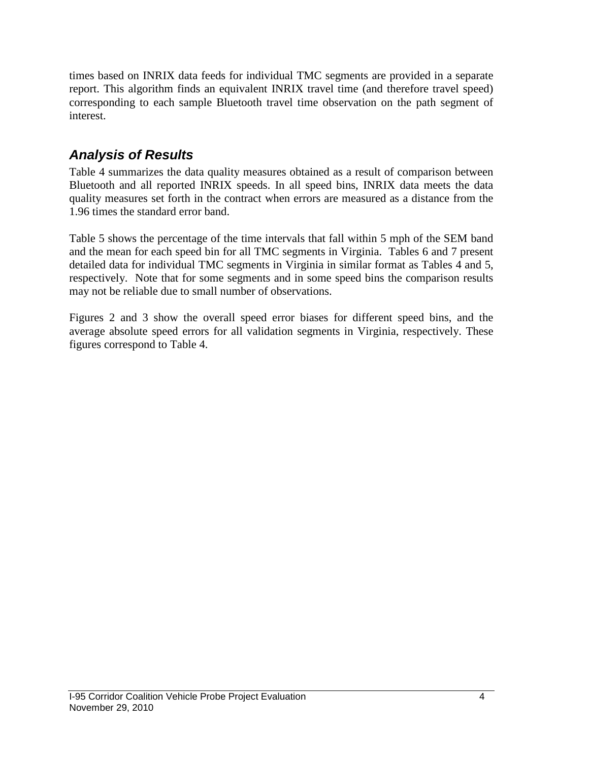times based on INRIX data feeds for individual TMC segments are provided in a separate report. This algorithm finds an equivalent INRIX travel time (and therefore travel speed) corresponding to each sample Bluetooth travel time observation on the path segment of interest.

## *Analysis of Results*

Table 4 summarizes the data quality measures obtained as a result of comparison between Bluetooth and all reported INRIX speeds. In all speed bins, INRIX data meets the data quality measures set forth in the contract when errors are measured as a distance from the 1.96 times the standard error band.

Table 5 shows the percentage of the time intervals that fall within 5 mph of the SEM band and the mean for each speed bin for all TMC segments in Virginia. Tables 6 and 7 present detailed data for individual TMC segments in Virginia in similar format as Tables 4 and 5, respectively. Note that for some segments and in some speed bins the comparison results may not be reliable due to small number of observations.

Figures 2 and 3 show the overall speed error biases for different speed bins, and the average absolute speed errors for all validation segments in Virginia, respectively. These figures correspond to Table 4.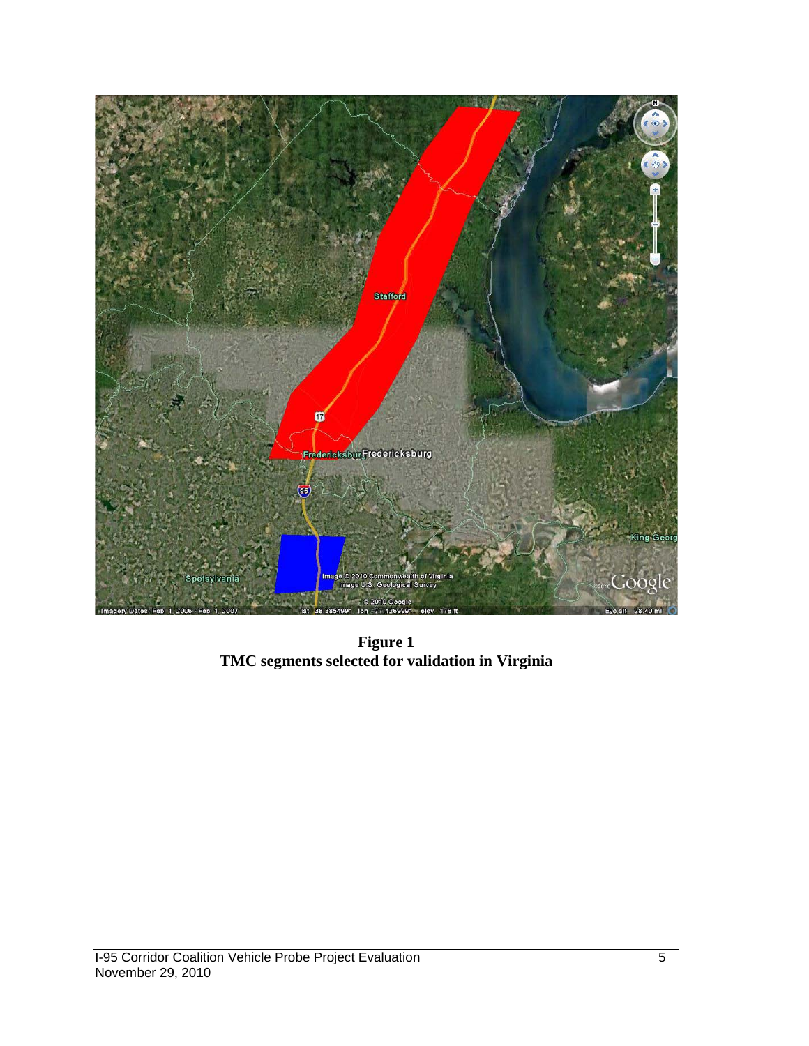**Figure 1**
**TMC segments selected for validation in Virginia**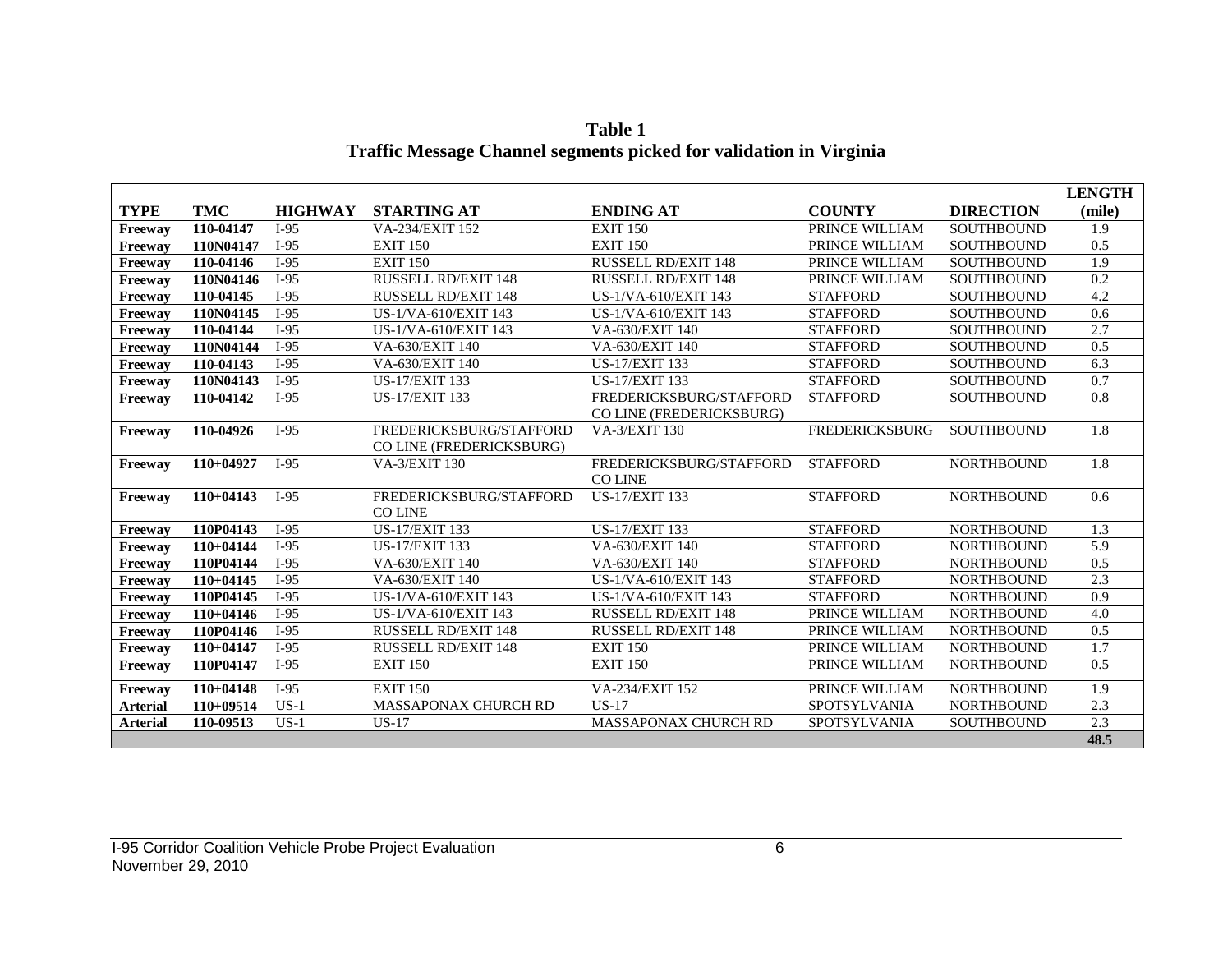**Table 1**
**Traffic Message Channel segments picked for validation in Virginia**

| TYPE | TMC | HIGHWAY | STARTING AT | ENDING AT | COUNTY | DIRECTION | LENGTH (mile) |
|---|---|---|---|---|---|---|---|
| **Freeway** | **110-04147** | I-95 | VA-234/EXIT 152 | EXIT 150 | PRINCE WILLIAM | SOUTHBOUND | 1.9 |
| **Freeway** | **110N04147** | I-95 | EXIT 150 | EXIT 150 | PRINCE WILLIAM | SOUTHBOUND | 0.5 |
| **Freeway** | **110-04146** | I-95 | EXIT 150 | RUSSELL RD/EXIT 148 | PRINCE WILLIAM | SOUTHBOUND | 1.9 |
| **Freeway** | **110N04146** | I-95 | RUSSELL RD/EXIT 148 | RUSSELL RD/EXIT 148 | PRINCE WILLIAM | SOUTHBOUND | 0.2 |
| **Freeway** | **110-04145** | I-95 | RUSSELL RD/EXIT 148 | US-1/VA-610/EXIT 143 | STAFFORD | SOUTHBOUND | 4.2 |
| **Freeway** | **110N04145** | I-95 | US-1/VA-610/EXIT 143 | US-1/VA-610/EXIT 143 | STAFFORD | SOUTHBOUND | 0.6 |
| **Freeway** | **110-04144** | I-95 | US-1/VA-610/EXIT 143 | VA-630/EXIT 140 | STAFFORD | SOUTHBOUND | 2.7 |
| **Freeway** | **110N04144** | I-95 | VA-630/EXIT 140 | VA-630/EXIT 140 | STAFFORD | SOUTHBOUND | 0.5 |
| **Freeway** | **110-04143** | I-95 | VA-630/EXIT 140 | US-17/EXIT 133 | STAFFORD | SOUTHBOUND | 6.3 |
| **Freeway** | **110N04143** | I-95 | US-17/EXIT 133 | US-17/EXIT 133 | STAFFORD | SOUTHBOUND | 0.7 |
| **Freeway** | **110-04142** | I-95 | US-17/EXIT 133 | FREDERICKSBURG/STAFFORD CO LINE (FREDERICKSBURG) | STAFFORD | SOUTHBOUND | 0.8 |
| **Freeway** | **110-04926** | I-95 | FREDERICKSBURG/STAFFORD CO LINE (FREDERICKSBURG) | VA-3/EXIT 130 | FREDERICKSBURG | SOUTHBOUND | 1.8 |
| **Freeway** | **110+04927** | I-95 | VA-3/EXIT 130 | FREDERICKSBURG/STAFFORD CO LINE | STAFFORD | NORTHBOUND | 1.8 |
| **Freeway** | **110+04143** | I-95 | FREDERICKSBURG/STAFFORD CO LINE | US-17/EXIT 133 | STAFFORD | NORTHBOUND | 0.6 |
| **Freeway** | **110P04143** | I-95 | US-17/EXIT 133 | US-17/EXIT 133 | STAFFORD | NORTHBOUND | 1.3 |
| **Freeway** | **110+04144** | I-95 | US-17/EXIT 133 | VA-630/EXIT 140 | STAFFORD | NORTHBOUND | 5.9 |
| **Freeway** | **110P04144** | I-95 | VA-630/EXIT 140 | VA-630/EXIT 140 | STAFFORD | NORTHBOUND | 0.5 |
| **Freeway** | **110+04145** | I-95 | VA-630/EXIT 140 | US-1/VA-610/EXIT 143 | STAFFORD | NORTHBOUND | 2.3 |
| **Freeway** | **110P04145** | I-95 | US-1/VA-610/EXIT 143 | US-1/VA-610/EXIT 143 | STAFFORD | NORTHBOUND | 0.9 |
| **Freeway** | **110+04146** | I-95 | US-1/VA-610/EXIT 143 | RUSSELL RD/EXIT 148 | PRINCE WILLIAM | NORTHBOUND | 4.0 |
| **Freeway** | **110P04146** | I-95 | RUSSELL RD/EXIT 148 | RUSSELL RD/EXIT 148 | PRINCE WILLIAM | NORTHBOUND | 0.5 |
| **Freeway** | **110+04147** | I-95 | RUSSELL RD/EXIT 148 | EXIT 150 | PRINCE WILLIAM | NORTHBOUND | 1.7 |
| **Freeway** | **110P04147** | I-95 | EXIT 150 | EXIT 150 | PRINCE WILLIAM | NORTHBOUND | 0.5 |
| **Freeway** | **110+04148** | I-95 | EXIT 150 | VA-234/EXIT 152 | PRINCE WILLIAM | NORTHBOUND | 1.9 |
| **Arterial** | **110+09514** | US-1 | MASSAPONAX CHURCH RD | US-17 | SPOTSYLVANIA | NORTHBOUND | 2.3 |
| **Arterial** | **110-09513** | US-1 | US-17 | MASSAPONAX CHURCH RD | SPOTSYLVANIA | SOUTHBOUND | 2.3 |
| | | | | | | | **48.5** |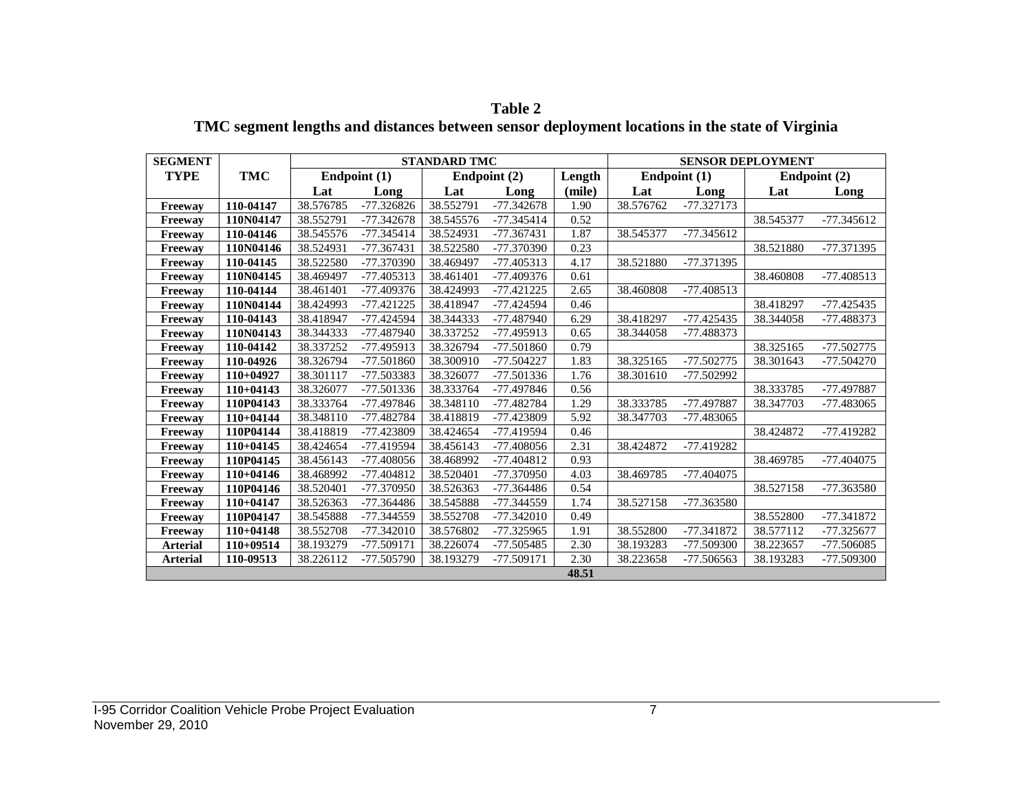**Table 2**
**TMC segment lengths and distances between sensor deployment locations in the state of Virginia**

| SEGMENT TYPE | TMC | STANDARD TMC | | | | | SENSOR DEPLOYMENT | | | |
|---|---|---|---|---|---|---|---|---|---|---|
| | | Endpoint (1) | | Endpoint (2) | | Length | Endpoint (1) | | Endpoint (2) | |
| | | Lat | Long | Lat | Long | (mile) | Lat | Long | Lat | Long |
| **Freeway** | **110-04147** | 38.576785 | -77.326826 | 38.552791 | -77.342678 | 1.90 | 38.576762 | -77.327173 | | |
| **Freeway** | **110N04147** | 38.552791 | -77.342678 | 38.545576 | -77.345414 | 0.52 | | | 38.545377 | -77.345612 |
| **Freeway** | **110-04146** | 38.545576 | -77.345414 | 38.524931 | -77.367431 | 1.87 | 38.545377 | -77.345612 | | |
| **Freeway** | **110N04146** | 38.524931 | -77.367431 | 38.522580 | -77.370390 | 0.23 | | | 38.521880 | -77.371395 |
| **Freeway** | **110-04145** | 38.522580 | -77.370390 | 38.469497 | -77.405313 | 4.17 | 38.521880 | -77.371395 | | |
| **Freeway** | **110N04145** | 38.469497 | -77.405313 | 38.461401 | -77.409376 | 0.61 | | | 38.460808 | -77.408513 |
| **Freeway** | **110-04144** | 38.461401 | -77.409376 | 38.424993 | -77.421225 | 2.65 | 38.460808 | -77.408513 | | |
| **Freeway** | **110N04144** | 38.424993 | -77.421225 | 38.418947 | -77.424594 | 0.46 | | | 38.418297 | -77.425435 |
| **Freeway** | **110-04143** | 38.418947 | -77.424594 | 38.344333 | -77.487940 | 6.29 | 38.418297 | -77.425435 | 38.344058 | -77.488373 |
| **Freeway** | **110N04143** | 38.344333 | -77.487940 | 38.337252 | -77.495913 | 0.65 | 38.344058 | -77.488373 | | |
| **Freeway** | **110-04142** | 38.337252 | -77.495913 | 38.326794 | -77.501860 | 0.79 | | | 38.325165 | -77.502775 |
| **Freeway** | **110-04926** | 38.326794 | -77.501860 | 38.300910 | -77.504227 | 1.83 | 38.325165 | -77.502775 | 38.301643 | -77.504270 |
| **Freeway** | **110+04927** | 38.301117 | -77.503383 | 38.326077 | -77.501336 | 1.76 | 38.301610 | -77.502992 | | |
| **Freeway** | **110+04143** | 38.326077 | -77.501336 | 38.333764 | -77.497846 | 0.56 | | | 38.333785 | -77.497887 |
| **Freeway** | **110P04143** | 38.333764 | -77.497846 | 38.348110 | -77.482784 | 1.29 | 38.333785 | -77.497887 | 38.347703 | -77.483065 |
| **Freeway** | **110+04144** | 38.348110 | -77.482784 | 38.418819 | -77.423809 | 5.92 | 38.347703 | -77.483065 | | |
| **Freeway** | **110P04144** | 38.418819 | -77.423809 | 38.424654 | -77.419594 | 0.46 | | | 38.424872 | -77.419282 |
| **Freeway** | **110+04145** | 38.424654 | -77.419594 | 38.456143 | -77.408056 | 2.31 | 38.424872 | -77.419282 | | |
| **Freeway** | **110P04145** | 38.456143 | -77.408056 | 38.468992 | -77.404812 | 0.93 | | | 38.469785 | -77.404075 |
| **Freeway** | **110+04146** | 38.468992 | -77.404812 | 38.520401 | -77.370950 | 4.03 | 38.469785 | -77.404075 | | |
| **Freeway** | **110P04146** | 38.520401 | -77.370950 | 38.526363 | -77.364486 | 0.54 | | | 38.527158 | -77.363580 |
| **Freeway** | **110+04147** | 38.526363 | -77.364486 | 38.545888 | -77.344559 | 1.74 | 38.527158 | -77.363580 | | |
| **Freeway** | **110P04147** | 38.545888 | -77.344559 | 38.552708 | -77.342010 | 0.49 | | | 38.552800 | -77.341872 |
| **Freeway** | **110+04148** | 38.552708 | -77.342010 | 38.576802 | -77.325965 | 1.91 | 38.552800 | -77.341872 | 38.577112 | -77.325677 |
| **Arterial** | **110+09514** | 38.193279 | -77.509171 | 38.226074 | -77.505485 | 2.30 | 38.193283 | -77.509300 | 38.223657 | -77.506085 |
| **Arterial** | **110-09513** | 38.226112 | -77.505790 | 38.193279 | -77.509171 | 2.30 | 38.223658 | -77.506563 | 38.193283 | -77.509300 |
| | | | | | | **48.51** | | | | |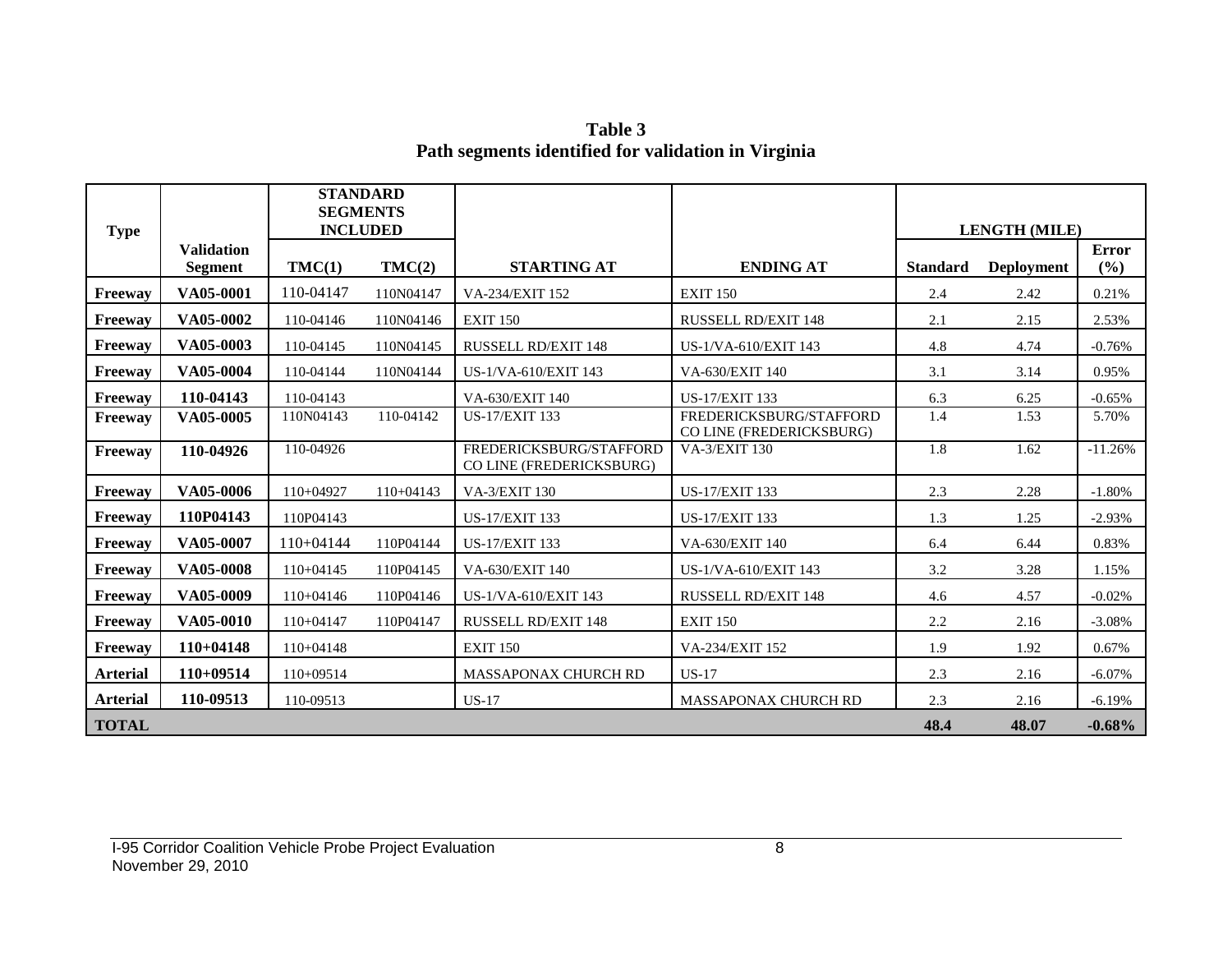**Table 3**
**Path segments identified for validation in Virginia**

| Type | Validation Segment | STANDARD SEGMENTS INCLUDED | | STARTING AT | ENDING AT | LENGTH (MILE) | | |
|---|---|---|---|---|---|---|---|---|
| | | TMC(1) | TMC(2) | | | Standard | Deployment | Error (%) |
| **Freeway** | **VA05-0001** | 110-04147 | 110N04147 | VA-234/EXIT 152 | EXIT 150 | 2.4 | 2.42 | 0.21% |
| **Freeway** | **VA05-0002** | 110-04146 | 110N04146 | EXIT 150 | RUSSELL RD/EXIT 148 | 2.1 | 2.15 | 2.53% |
| **Freeway** | **VA05-0003** | 110-04145 | 110N04145 | RUSSELL RD/EXIT 148 | US-1/VA-610/EXIT 143 | 4.8 | 4.74 | -0.76% |
| **Freeway** | **VA05-0004** | 110-04144 | 110N04144 | US-1/VA-610/EXIT 143 | VA-630/EXIT 140 | 3.1 | 3.14 | 0.95% |
| **Freeway** | **110-04143** | 110-04143 | | VA-630/EXIT 140 | US-17/EXIT 133 | 6.3 | 6.25 | -0.65% |
| **Freeway** | **VA05-0005** | 110N04143 | 110-04142 | US-17/EXIT 133 | FREDERICKSBURG/STAFFORD CO LINE (FREDERICKSBURG) | 1.4 | 1.53 | 5.70% |
| **Freeway** | **110-04926** | 110-04926 | | FREDERICKSBURG/STAFFORD CO LINE (FREDERICKSBURG) | VA-3/EXIT 130 | 1.8 | 1.62 | -11.26% |
| **Freeway** | **VA05-0006** | 110+04927 | 110+04143 | VA-3/EXIT 130 | US-17/EXIT 133 | 2.3 | 2.28 | -1.80% |
| **Freeway** | **110P04143** | 110P04143 | | US-17/EXIT 133 | US-17/EXIT 133 | 1.3 | 1.25 | -2.93% |
| **Freeway** | **VA05-0007** | 110+04144 | 110P04144 | US-17/EXIT 133 | VA-630/EXIT 140 | 6.4 | 6.44 | 0.83% |
| **Freeway** | **VA05-0008** | 110+04145 | 110P04145 | VA-630/EXIT 140 | US-1/VA-610/EXIT 143 | 3.2 | 3.28 | 1.15% |
| **Freeway** | **VA05-0009** | 110+04146 | 110P04146 | US-1/VA-610/EXIT 143 | RUSSELL RD/EXIT 148 | 4.6 | 4.57 | -0.02% |
| **Freeway** | **VA05-0010** | 110+04147 | 110P04147 | RUSSELL RD/EXIT 148 | EXIT 150 | 2.2 | 2.16 | -3.08% |
| **Freeway** | **110+04148** | 110+04148 | | EXIT 150 | VA-234/EXIT 152 | 1.9 | 1.92 | 0.67% |
| **Arterial** | **110+09514** | 110+09514 | | MASSAPONAX CHURCH RD | US-17 | 2.3 | 2.16 | -6.07% |
| **Arterial** | **110-09513** | 110-09513 | | US-17 | MASSAPONAX CHURCH RD | 2.3 | 2.16 | -6.19% |
| **TOTAL** | | | | | | **48.4** | **48.07** | **-0.68%** |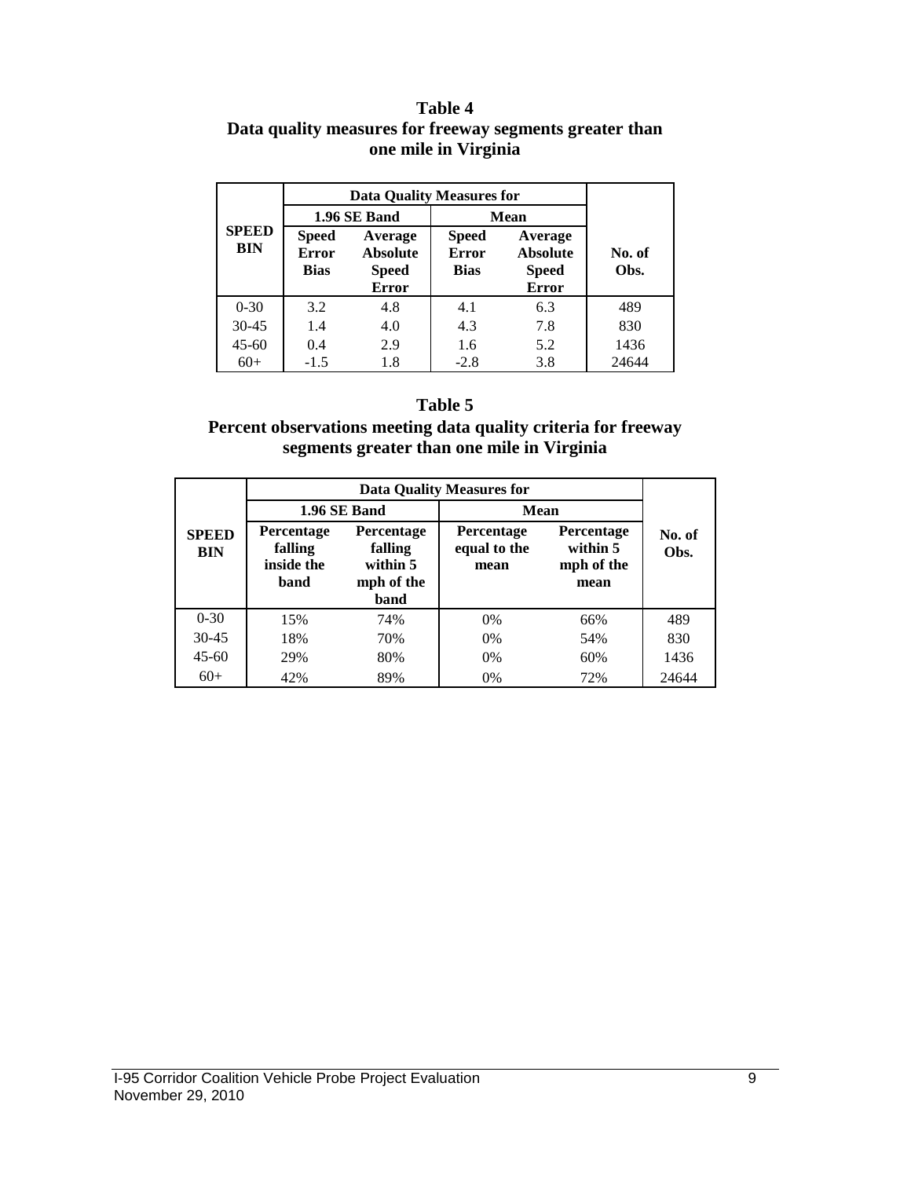**Table 4**
**Data quality measures for freeway segments greater than one mile in Virginia**

| SPEED BIN | Data Quality Measures for | | | | No. of Obs. |
|---|---|---|---|---|---|
| | 1.96 SE Band | | Mean | | |
| | Speed Error Bias | Average Absolute Speed Error | Speed Error Bias | Average Absolute Speed Error | |
| 0-30 | 3.2 | 4.8 | 4.1 | 6.3 | 489 |
| 30-45 | 1.4 | 4.0 | 4.3 | 7.8 | 830 |
| 45-60 | 0.4 | 2.9 | 1.6 | 5.2 | 1436 |
| 60+ | -1.5 | 1.8 | -2.8 | 3.8 | 24644 |

**Table 5**
**Percent observations meeting data quality criteria for freeway segments greater than one mile in Virginia**

| SPEED BIN | Data Quality Measures for | | | | No. of Obs. |
|---|---|---|---|---|---|
| | 1.96 SE Band | | Mean | | |
| | Percentage falling inside the band | Percentage falling within 5 mph of the band | Percentage equal to the mean | Percentage within 5 mph of the mean | |
| 0-30 | 15% | 74% | 0% | 66% | 489 |
| 30-45 | 18% | 70% | 0% | 54% | 830 |
| 45-60 | 29% | 80% | 0% | 60% | 1436 |
| 60+ | 42% | 89% | 0% | 72% | 24644 |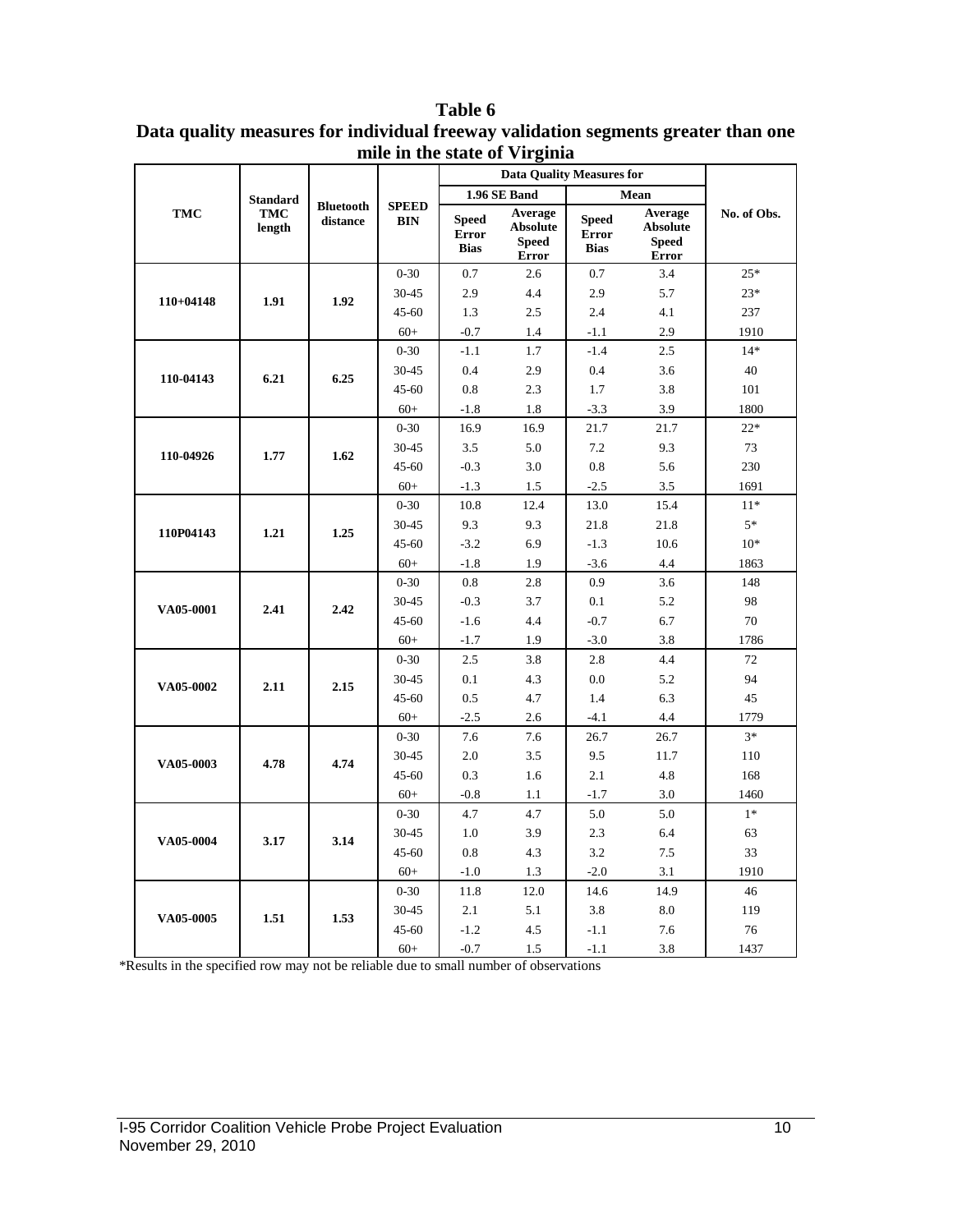**Table 6**
**Data quality measures for individual freeway validation segments greater than one mile in the state of Virginia**

| TMC | Standard TMC length | Bluetooth distance | SPEED BIN | Data Quality Measures for | | | | No. of Obs. |
|---|---|---|---|---|---|---|---|---|
| | | | | 1.96 SE Band | | Mean | | |
| | | | | Speed Error Bias | Average Absolute Speed Error | Speed Error Bias | Average Absolute Speed Error | |
| 110+04148 | 1.91 | 1.92 | 0-30 | 0.7 | 2.6 | 0.7 | 3.4 | 25* |
| | | | 30-45 | 2.9 | 4.4 | 2.9 | 5.7 | 23* |
| | | | 45-60 | 1.3 | 2.5 | 2.4 | 4.1 | 237 |
| | | | 60+ | -0.7 | 1.4 | -1.1 | 2.9 | 1910 |
| 110-04143 | 6.21 | 6.25 | 0-30 | -1.1 | 1.7 | -1.4 | 2.5 | 14* |
| | | | 30-45 | 0.4 | 2.9 | 0.4 | 3.6 | 40 |
| | | | 45-60 | 0.8 | 2.3 | 1.7 | 3.8 | 101 |
| | | | 60+ | -1.8 | 1.8 | -3.3 | 3.9 | 1800 |
| 110-04926 | 1.77 | 1.62 | 0-30 | 16.9 | 16.9 | 21.7 | 21.7 | 22* |
| | | | 30-45 | 3.5 | 5.0 | 7.2 | 9.3 | 73 |
| | | | 45-60 | -0.3 | 3.0 | 0.8 | 5.6 | 230 |
| | | | 60+ | -1.3 | 1.5 | -2.5 | 3.5 | 1691 |
| 110P04143 | 1.21 | 1.25 | 0-30 | 10.8 | 12.4 | 13.0 | 15.4 | 11* |
| | | | 30-45 | 9.3 | 9.3 | 21.8 | 21.8 | 5* |
| | | | 45-60 | -3.2 | 6.9 | -1.3 | 10.6 | 10* |
| | | | 60+ | -1.8 | 1.9 | -3.6 | 4.4 | 1863 |
| VA05-0001 | 2.41 | 2.42 | 0-30 | 0.8 | 2.8 | 0.9 | 3.6 | 148 |
| | | | 30-45 | -0.3 | 3.7 | 0.1 | 5.2 | 98 |
| | | | 45-60 | -1.6 | 4.4 | -0.7 | 6.7 | 70 |
| | | | 60+ | -1.7 | 1.9 | -3.0 | 3.8 | 1786 |
| VA05-0002 | 2.11 | 2.15 | 0-30 | 2.5 | 3.8 | 2.8 | 4.4 | 72 |
| | | | 30-45 | 0.1 | 4.3 | 0.0 | 5.2 | 94 |
| | | | 45-60 | 0.5 | 4.7 | 1.4 | 6.3 | 45 |
| | | | 60+ | -2.5 | 2.6 | -4.1 | 4.4 | 1779 |
| VA05-0003 | 4.78 | 4.74 | 0-30 | 7.6 | 7.6 | 26.7 | 26.7 | 3* |
| | | | 30-45 | 2.0 | 3.5 | 9.5 | 11.7 | 110 |
| | | | 45-60 | 0.3 | 1.6 | 2.1 | 4.8 | 168 |
| | | | 60+ | -0.8 | 1.1 | -1.7 | 3.0 | 1460 |
| VA05-0004 | 3.17 | 3.14 | 0-30 | 4.7 | 4.7 | 5.0 | 5.0 | 1* |
| | | | 30-45 | 1.0 | 3.9 | 2.3 | 6.4 | 63 |
| | | | 45-60 | 0.8 | 4.3 | 3.2 | 7.5 | 33 |
| | | | 60+ | -1.0 | 1.3 | -2.0 | 3.1 | 1910 |
| VA05-0005 | 1.51 | 1.53 | 0-30 | 11.8 | 12.0 | 14.6 | 14.9 | 46 |
| | | | 30-45 | 2.1 | 5.1 | 3.8 | 8.0 | 119 |
| | | | 45-60 | -1.2 | 4.5 | -1.1 | 7.6 | 76 |
| | | | 60+ | -0.7 | 1.5 | -1.1 | 3.8 | 1437 |

*Results in the specified row may not be reliable due to small number of observations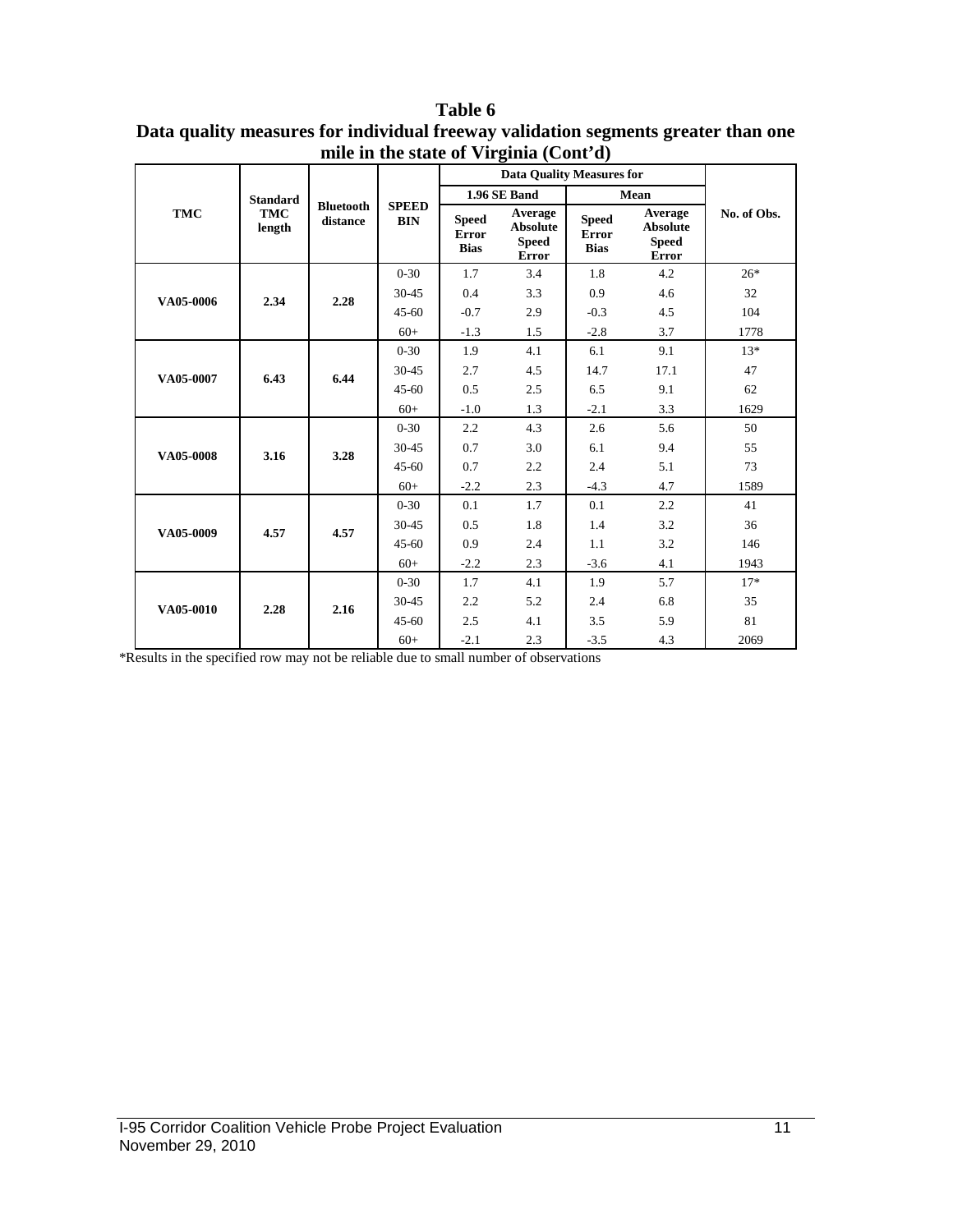**Table 6**
**Data quality measures for individual freeway validation segments greater than one mile in the state of Virginia (Cont'd)**

| TMC | Standard TMC length | Bluetooth distance | SPEED BIN | Data Quality Measures for 1.96 SE Band: Speed Error Bias | Data Quality Measures for 1.96 SE Band: Average Absolute Speed Error | Data Quality Measures for Mean: Speed Error Bias | Data Quality Measures for Mean: Average Absolute Speed Error | No. of Obs. |
|---|---|---|---|---|---|---|---|---|
| VA05-0006 | 2.34 | 2.28 | 0-30 | 1.7 | 3.4 | 1.8 | 4.2 | 26* |
| | | | 30-45 | 0.4 | 3.3 | 0.9 | 4.6 | 32 |
| | | | 45-60 | -0.7 | 2.9 | -0.3 | 4.5 | 104 |
| | | | 60+ | -1.3 | 1.5 | -2.8 | 3.7 | 1778 |
| VA05-0007 | 6.43 | 6.44 | 0-30 | 1.9 | 4.1 | 6.1 | 9.1 | 13* |
| | | | 30-45 | 2.7 | 4.5 | 14.7 | 17.1 | 47 |
| | | | 45-60 | 0.5 | 2.5 | 6.5 | 9.1 | 62 |
| | | | 60+ | -1.0 | 1.3 | -2.1 | 3.3 | 1629 |
| VA05-0008 | 3.16 | 3.28 | 0-30 | 2.2 | 4.3 | 2.6 | 5.6 | 50 |
| | | | 30-45 | 0.7 | 3.0 | 6.1 | 9.4 | 55 |
| | | | 45-60 | 0.7 | 2.2 | 2.4 | 5.1 | 73 |
| | | | 60+ | -2.2 | 2.3 | -4.3 | 4.7 | 1589 |
| VA05-0009 | 4.57 | 4.57 | 0-30 | 0.1 | 1.7 | 0.1 | 2.2 | 41 |
| | | | 30-45 | 0.5 | 1.8 | 1.4 | 3.2 | 36 |
| | | | 45-60 | 0.9 | 2.4 | 1.1 | 3.2 | 146 |
| | | | 60+ | -2.2 | 2.3 | -3.6 | 4.1 | 1943 |
| VA05-0010 | 2.28 | 2.16 | 0-30 | 1.7 | 4.1 | 1.9 | 5.7 | 17* |
| | | | 30-45 | 2.2 | 5.2 | 2.4 | 6.8 | 35 |
| | | | 45-60 | 2.5 | 4.1 | 3.5 | 5.9 | 81 |
| | | | 60+ | -2.1 | 2.3 | -3.5 | 4.3 | 2069 |

*Results in the specified row may not be reliable due to small number of observations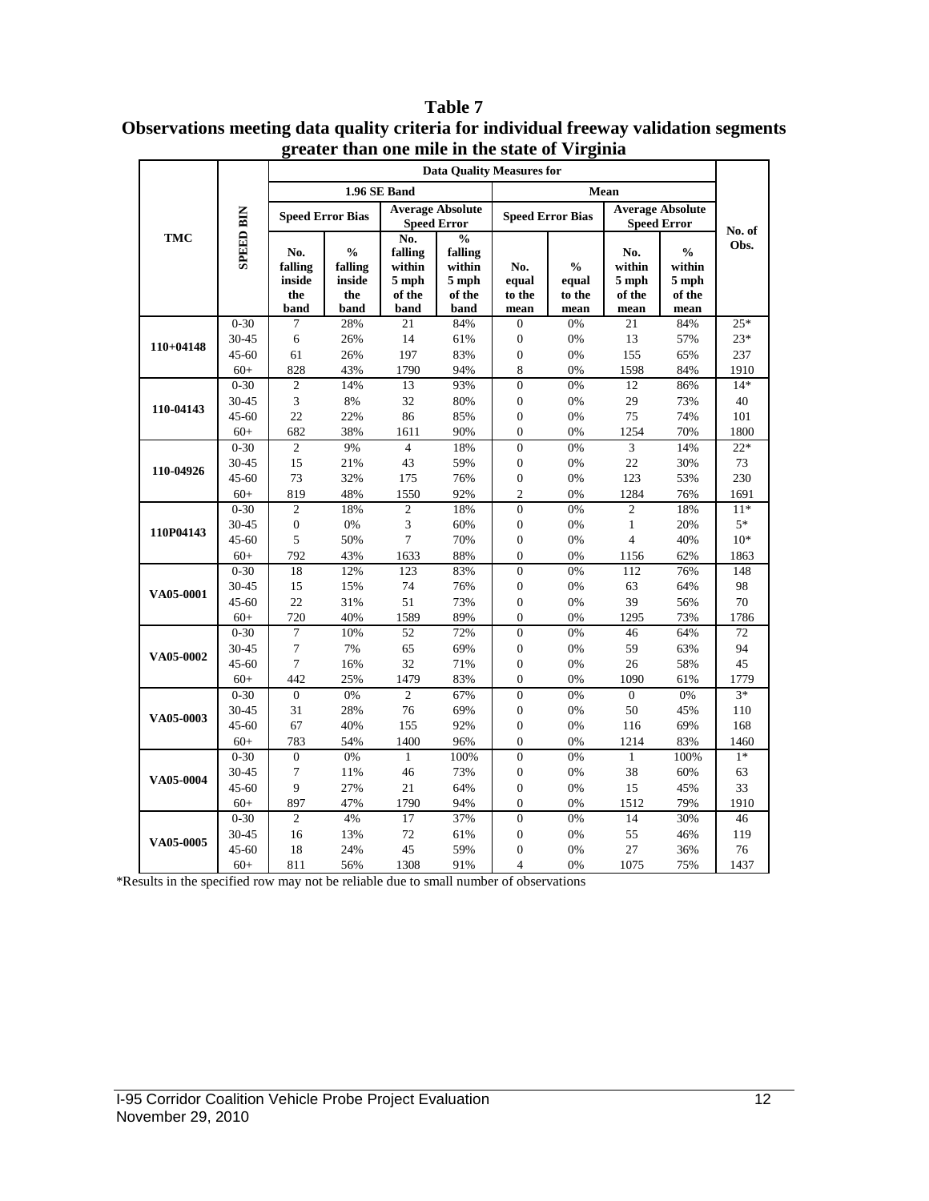**Table 7**
**Observations meeting data quality criteria for individual freeway validation segments greater than one mile in the state of Virginia**

| TMC | SPEED BIN | Data Quality Measures for | | | | | | | | No. of Obs. |
|---|---|---|---|---|---|---|---|---|---|---|
| | | 1.96 SE Band | | | | Mean | | | | |
| | | Speed Error Bias | | Average Absolute Speed Error | | Speed Error Bias | | Average Absolute Speed Error | | |
| | | No. falling inside the band | % falling inside the band | No. falling within 5 mph of the band | % falling within 5 mph of the band | No. equal to the mean | % equal to the mean | No. within 5 mph of the mean | % within 5 mph of the mean | |
| 110+04148 | 0-30 | 7 | 28% | 21 | 84% | 0 | 0% | 21 | 84% | 25* |
| | 30-45 | 6 | 26% | 14 | 61% | 0 | 0% | 13 | 57% | 23* |
| | 45-60 | 61 | 26% | 197 | 83% | 0 | 0% | 155 | 65% | 237 |
| | 60+ | 828 | 43% | 1790 | 94% | 8 | 0% | 1598 | 84% | 1910 |
| 110-04143 | 0-30 | 2 | 14% | 13 | 93% | 0 | 0% | 12 | 86% | 14* |
| | 30-45 | 3 | 8% | 32 | 80% | 0 | 0% | 29 | 73% | 40 |
| | 45-60 | 22 | 22% | 86 | 85% | 0 | 0% | 75 | 74% | 101 |
| | 60+ | 682 | 38% | 1611 | 90% | 0 | 0% | 1254 | 70% | 1800 |
| 110-04926 | 0-30 | 2 | 9% | 4 | 18% | 0 | 0% | 3 | 14% | 22* |
| | 30-45 | 15 | 21% | 43 | 59% | 0 | 0% | 22 | 30% | 73 |
| | 45-60 | 73 | 32% | 175 | 76% | 0 | 0% | 123 | 53% | 230 |
| | 60+ | 819 | 48% | 1550 | 92% | 2 | 0% | 1284 | 76% | 1691 |
| 110P04143 | 0-30 | 2 | 18% | 2 | 18% | 0 | 0% | 2 | 18% | 11* |
| | 30-45 | 0 | 0% | 3 | 60% | 0 | 0% | 1 | 20% | 5* |
| | 45-60 | 5 | 50% | 7 | 70% | 0 | 0% | 4 | 40% | 10* |
| | 60+ | 792 | 43% | 1633 | 88% | 0 | 0% | 1156 | 62% | 1863 |
| VA05-0001 | 0-30 | 18 | 12% | 123 | 83% | 0 | 0% | 112 | 76% | 148 |
| | 30-45 | 15 | 15% | 74 | 76% | 0 | 0% | 63 | 64% | 98 |
| | 45-60 | 22 | 31% | 51 | 73% | 0 | 0% | 39 | 56% | 70 |
| | 60+ | 720 | 40% | 1589 | 89% | 0 | 0% | 1295 | 73% | 1786 |
| VA05-0002 | 0-30 | 7 | 10% | 52 | 72% | 0 | 0% | 46 | 64% | 72 |
| | 30-45 | 7 | 7% | 65 | 69% | 0 | 0% | 59 | 63% | 94 |
| | 45-60 | 7 | 16% | 32 | 71% | 0 | 0% | 26 | 58% | 45 |
| | 60+ | 442 | 25% | 1479 | 83% | 0 | 0% | 1090 | 61% | 1779 |
| VA05-0003 | 0-30 | 0 | 0% | 2 | 67% | 0 | 0% | 0 | 0% | 3* |
| | 30-45 | 31 | 28% | 76 | 69% | 0 | 0% | 50 | 45% | 110 |
| | 45-60 | 67 | 40% | 155 | 92% | 0 | 0% | 116 | 69% | 168 |
| | 60+ | 783 | 54% | 1400 | 96% | 0 | 0% | 1214 | 83% | 1460 |
| VA05-0004 | 0-30 | 0 | 0% | 1 | 100% | 0 | 0% | 1 | 100% | 1* |
| | 30-45 | 7 | 11% | 46 | 73% | 0 | 0% | 38 | 60% | 63 |
| | 45-60 | 9 | 27% | 21 | 64% | 0 | 0% | 15 | 45% | 33 |
| | 60+ | 897 | 47% | 1790 | 94% | 0 | 0% | 1512 | 79% | 1910 |
| VA05-0005 | 0-30 | 2 | 4% | 17 | 37% | 0 | 0% | 14 | 30% | 46 |
| | 30-45 | 16 | 13% | 72 | 61% | 0 | 0% | 55 | 46% | 119 |
| | 45-60 | 18 | 24% | 45 | 59% | 0 | 0% | 27 | 36% | 76 |
| | 60+ | 811 | 56% | 1308 | 91% | 4 | 0% | 1075 | 75% | 1437 |

*Results in the specified row may not be reliable due to small number of observations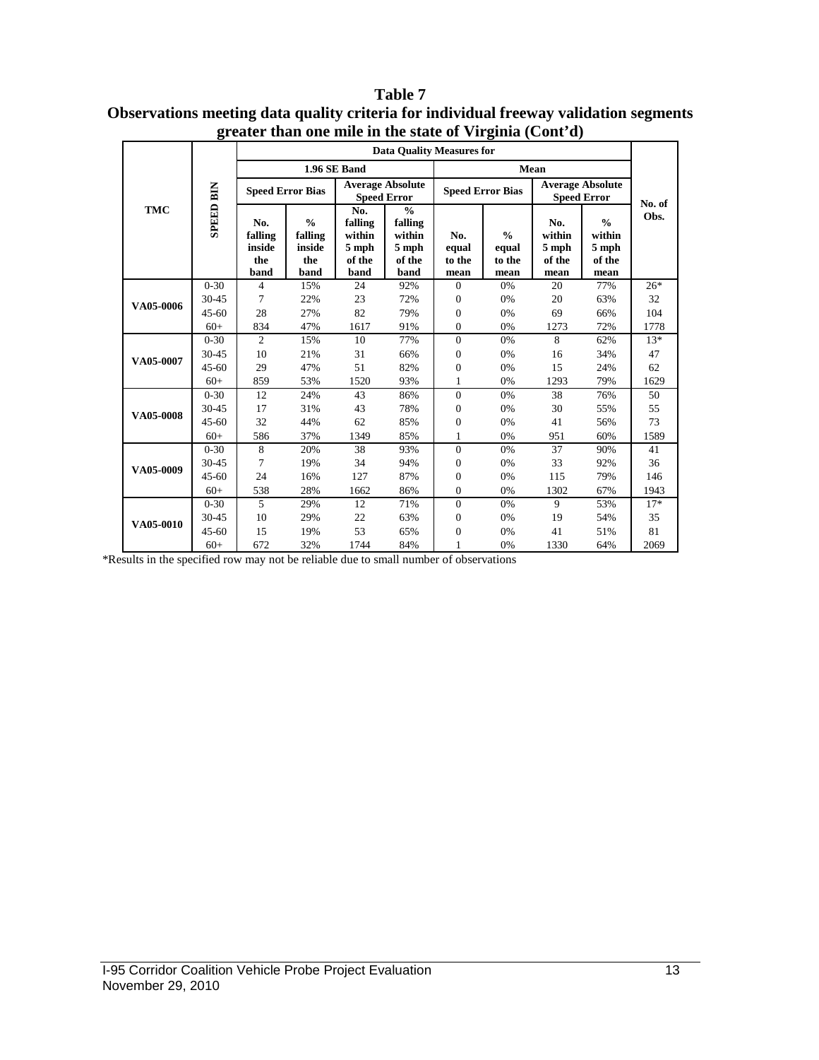**Table 7**
**Observations meeting data quality criteria for individual freeway validation segments greater than one mile in the state of Virginia (Cont'd)**

| TMC | SPEED BIN | Data Quality Measures for | | | | | | | | No. of Obs. |
|---|---|---|---|---|---|---|---|---|---|---|
| | | 1.96 SE Band | | | | Mean | | | | |
| | | Speed Error Bias | | Average Absolute Speed Error | | Speed Error Bias | | Average Absolute Speed Error | | |
| | | No. falling inside the band | % falling inside the band | No. falling within 5 mph of the band | % falling within 5 mph of the band | No. equal to the mean | % equal to the mean | No. within 5 mph of the mean | % within 5 mph of the mean | |
| VA05-0006 | 0-30 | 4 | 15% | 24 | 92% | 0 | 0% | 20 | 77% | 26* |
| | 30-45 | 7 | 22% | 23 | 72% | 0 | 0% | 20 | 63% | 32 |
| | 45-60 | 28 | 27% | 82 | 79% | 0 | 0% | 69 | 66% | 104 |
| | 60+ | 834 | 47% | 1617 | 91% | 0 | 0% | 1273 | 72% | 1778 |
| VA05-0007 | 0-30 | 2 | 15% | 10 | 77% | 0 | 0% | 8 | 62% | 13* |
| | 30-45 | 10 | 21% | 31 | 66% | 0 | 0% | 16 | 34% | 47 |
| | 45-60 | 29 | 47% | 51 | 82% | 0 | 0% | 15 | 24% | 62 |
| | 60+ | 859 | 53% | 1520 | 93% | 1 | 0% | 1293 | 79% | 1629 |
| VA05-0008 | 0-30 | 12 | 24% | 43 | 86% | 0 | 0% | 38 | 76% | 50 |
| | 30-45 | 17 | 31% | 43 | 78% | 0 | 0% | 30 | 55% | 55 |
| | 45-60 | 32 | 44% | 62 | 85% | 0 | 0% | 41 | 56% | 73 |
| | 60+ | 586 | 37% | 1349 | 85% | 1 | 0% | 951 | 60% | 1589 |
| VA05-0009 | 0-30 | 8 | 20% | 38 | 93% | 0 | 0% | 37 | 90% | 41 |
| | 30-45 | 7 | 19% | 34 | 94% | 0 | 0% | 33 | 92% | 36 |
| | 45-60 | 24 | 16% | 127 | 87% | 0 | 0% | 115 | 79% | 146 |
| | 60+ | 538 | 28% | 1662 | 86% | 0 | 0% | 1302 | 67% | 1943 |
| VA05-0010 | 0-30 | 5 | 29% | 12 | 71% | 0 | 0% | 9 | 53% | 17* |
| | 30-45 | 10 | 29% | 22 | 63% | 0 | 0% | 19 | 54% | 35 |
| | 45-60 | 15 | 19% | 53 | 65% | 0 | 0% | 41 | 51% | 81 |
| | 60+ | 672 | 32% | 1744 | 84% | 1 | 0% | 1330 | 64% | 2069 |

*Results in the specified row may not be reliable due to small number of observations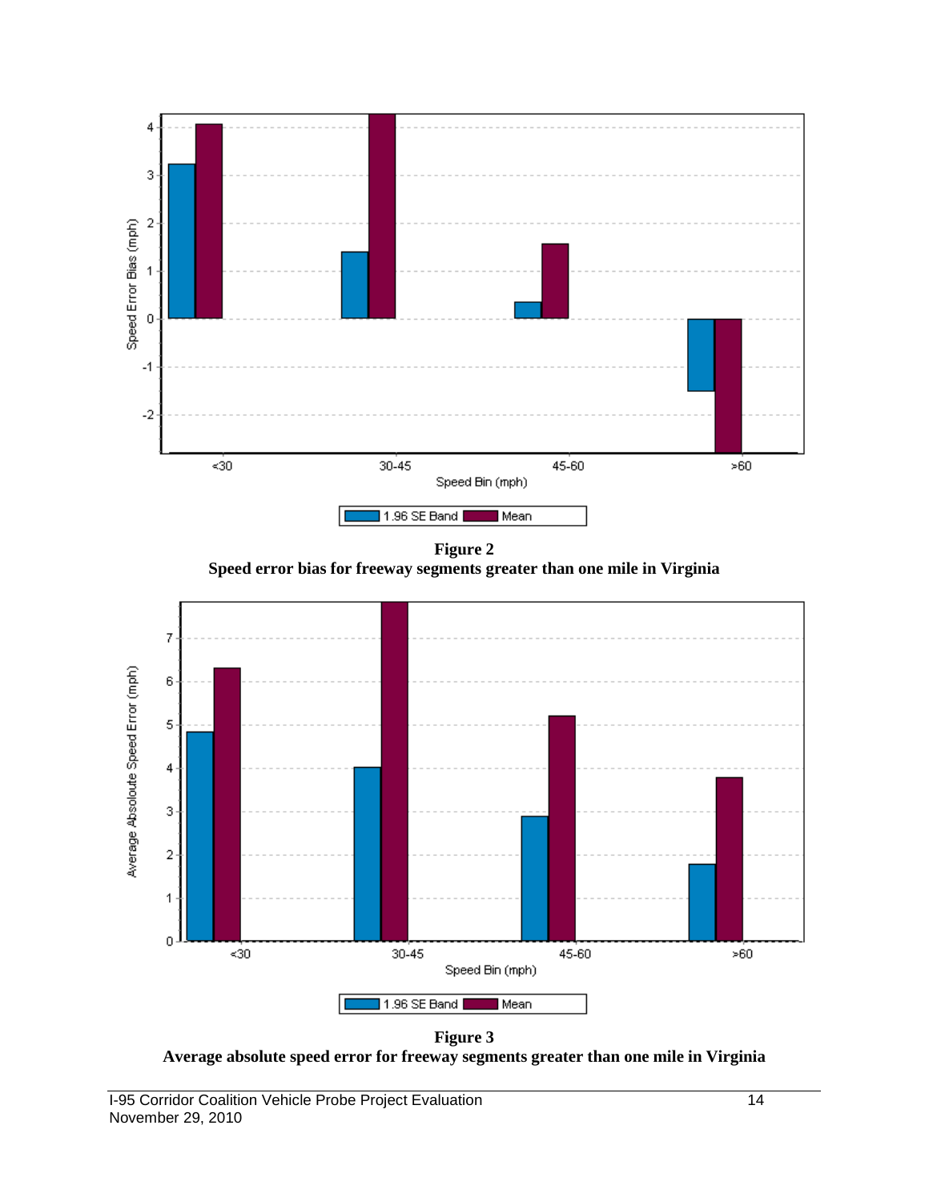**Figure 2**
**Speed error bias for freeway segments greater than one mile in Virginia**

**Figure 3**
**Average absolute speed error for freeway segments greater than one mile in Virginia**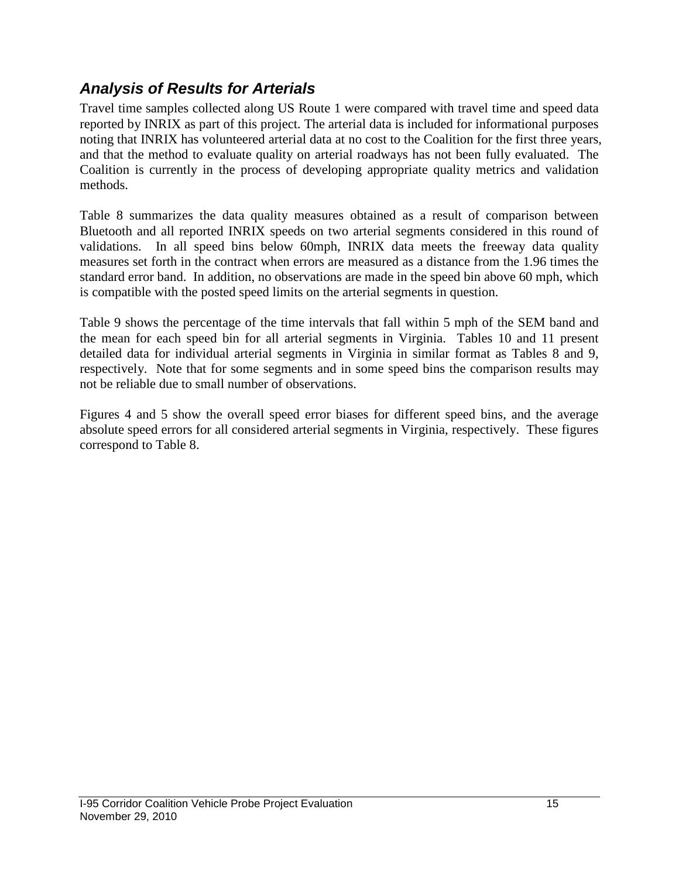## *Analysis of Results for Arterials*

Travel time samples collected along US Route 1 were compared with travel time and speed data reported by INRIX as part of this project. The arterial data is included for informational purposes noting that INRIX has volunteered arterial data at no cost to the Coalition for the first three years, and that the method to evaluate quality on arterial roadways has not been fully evaluated. The Coalition is currently in the process of developing appropriate quality metrics and validation methods.

Table 8 summarizes the data quality measures obtained as a result of comparison between Bluetooth and all reported INRIX speeds on two arterial segments considered in this round of validations. In all speed bins below 60mph, INRIX data meets the freeway data quality measures set forth in the contract when errors are measured as a distance from the 1.96 times the standard error band. In addition, no observations are made in the speed bin above 60 mph, which is compatible with the posted speed limits on the arterial segments in question.

Table 9 shows the percentage of the time intervals that fall within 5 mph of the SEM band and the mean for each speed bin for all arterial segments in Virginia. Tables 10 and 11 present detailed data for individual arterial segments in Virginia in similar format as Tables 8 and 9, respectively. Note that for some segments and in some speed bins the comparison results may not be reliable due to small number of observations.

Figures 4 and 5 show the overall speed error biases for different speed bins, and the average absolute speed errors for all considered arterial segments in Virginia, respectively. These figures correspond to Table 8.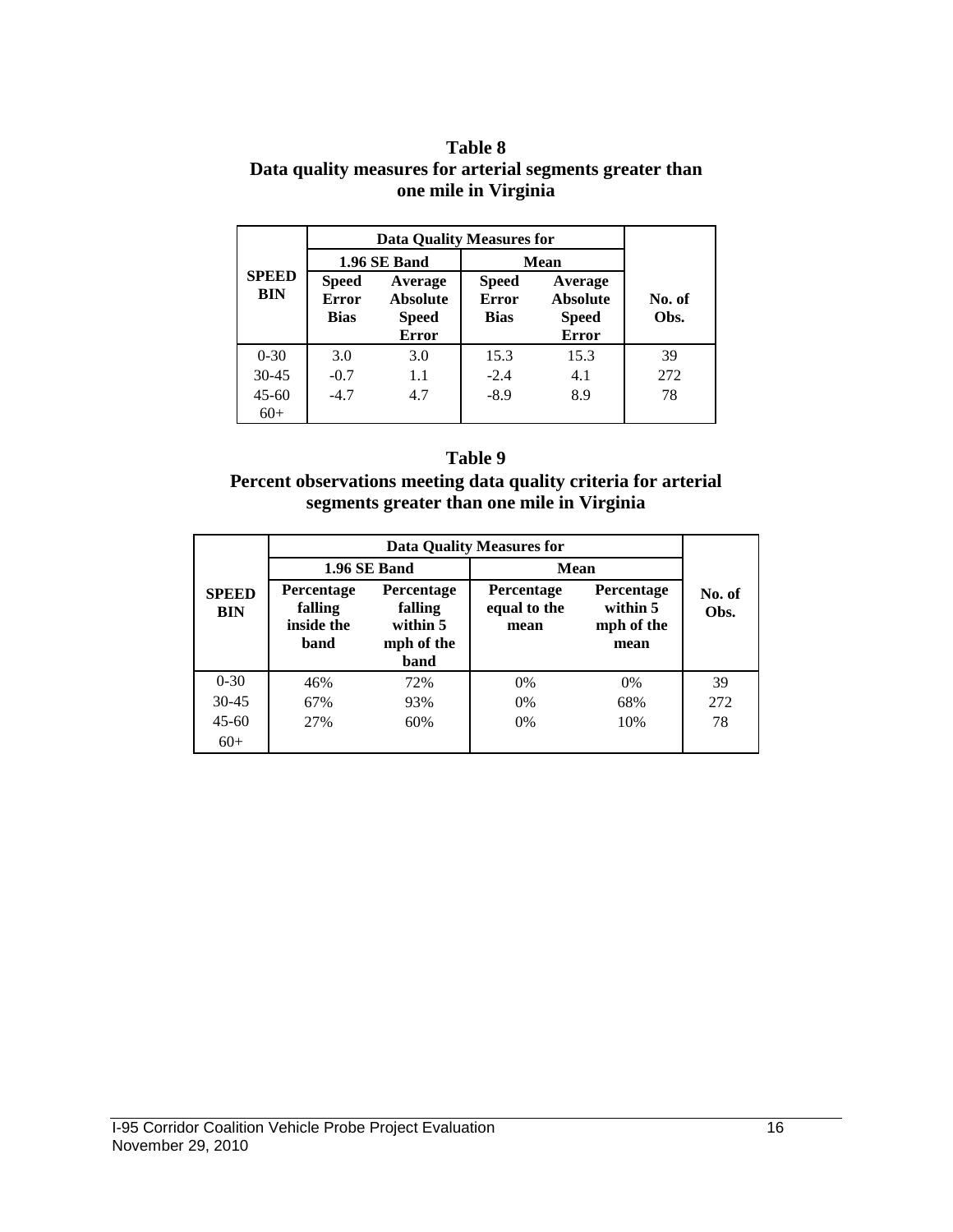**Table 8**
**Data quality measures for arterial segments greater than one mile in Virginia**

| SPEED BIN | Data Quality Measures for | | | | No. of Obs. |
|---|---|---|---|---|---|
| | 1.96 SE Band | | Mean | | |
| | Speed Error Bias | Average Absolute Speed Error | Speed Error Bias | Average Absolute Speed Error | |
| 0-30 | 3.0 | 3.0 | 15.3 | 15.3 | 39 |
| 30-45 | -0.7 | 1.1 | -2.4 | 4.1 | 272 |
| 45-60 | -4.7 | 4.7 | -8.9 | 8.9 | 78 |
| 60+ | | | | | |

**Table 9**
**Percent observations meeting data quality criteria for arterial segments greater than one mile in Virginia**

| SPEED BIN | Data Quality Measures for | | | | No. of Obs. |
|---|---|---|---|---|---|
| | 1.96 SE Band | | Mean | | |
| | Percentage falling inside the band | Percentage falling within 5 mph of the band | Percentage equal to the mean | Percentage within 5 mph of the mean | |
| 0-30 | 46% | 72% | 0% | 0% | 39 |
| 30-45 | 67% | 93% | 0% | 68% | 272 |
| 45-60 | 27% | 60% | 0% | 10% | 78 |
| 60+ | | | | | |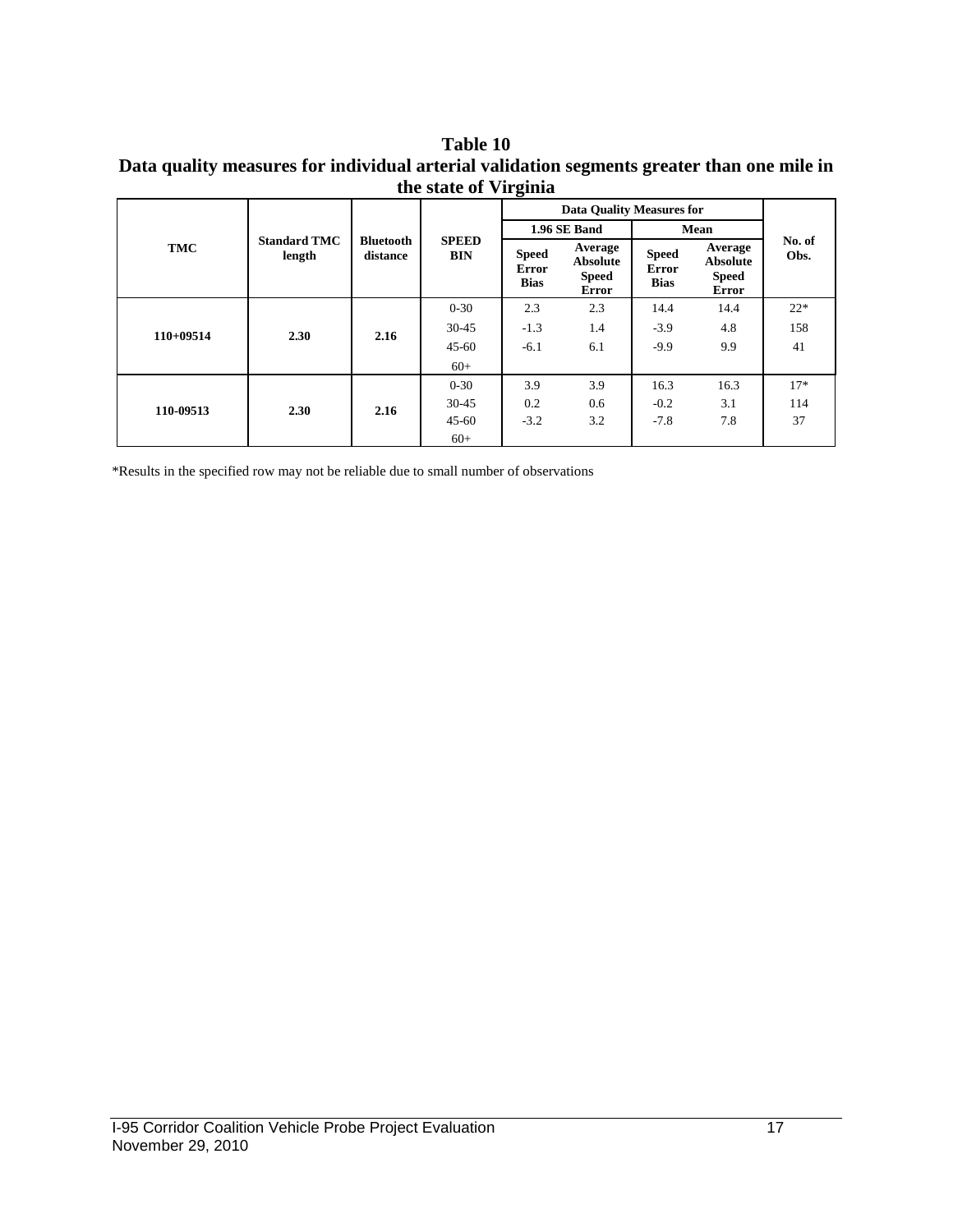# Table 10

**Data quality measures for individual arterial validation segments greater than one mile in the state of Virginia**

| TMC | Standard TMC length | Bluetooth distance | SPEED BIN | Data Quality Measures for | | | | No. of Obs. |
|---|---|---|---|---|---|---|---|---|
| | | | | 1.96 SE Band | | Mean | | |
| | | | | Speed Error Bias | Average Absolute Speed Error | Speed Error Bias | Average Absolute Speed Error | |
| **110+09514** | **2.30** | **2.16** | 0-30 | 2.3 | 2.3 | 14.4 | 14.4 | 22* |
| | | | 30-45 | -1.3 | 1.4 | -3.9 | 4.8 | 158 |
| | | | 45-60 | -6.1 | 6.1 | -9.9 | 9.9 | 41 |
| | | | 60+ | | | | | |
| **110-09513** | **2.30** | **2.16** | 0-30 | 3.9 | 3.9 | 16.3 | 16.3 | 17* |
| | | | 30-45 | 0.2 | 0.6 | -0.2 | 3.1 | 114 |
| | | | 45-60 | -3.2 | 3.2 | -7.8 | 7.8 | 37 |
| | | | 60+ | | | | | |

*Results in the specified row may not be reliable due to small number of observations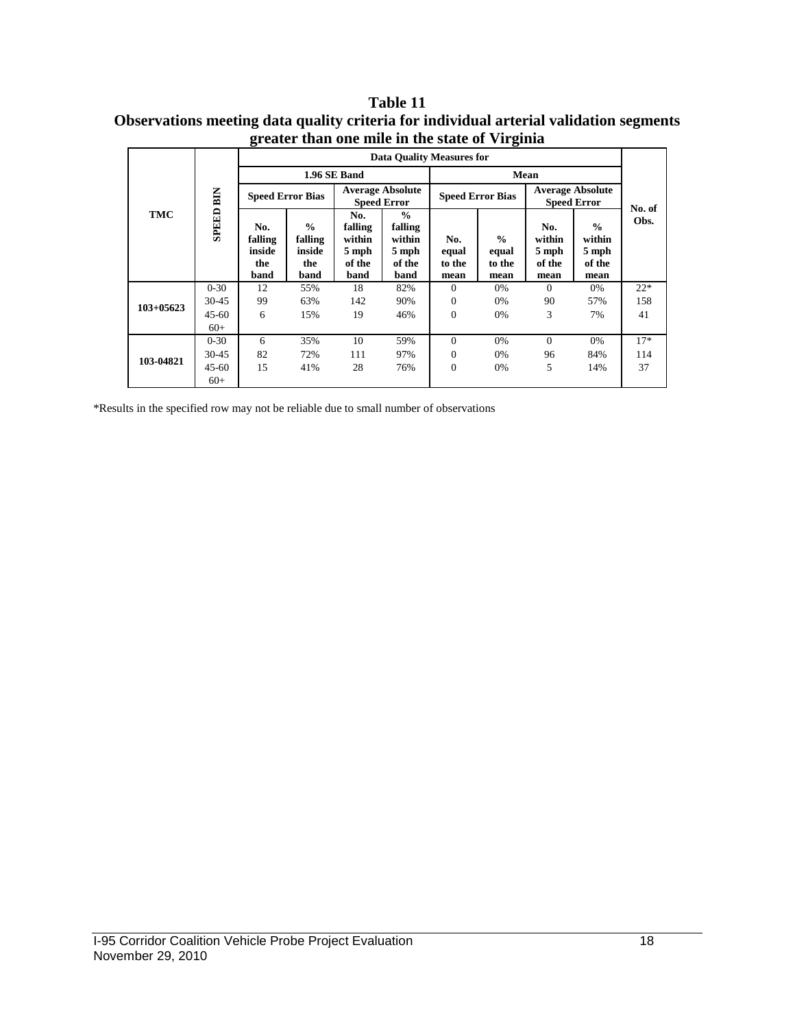**Table 11**
**Observations meeting data quality criteria for individual arterial validation segments greater than one mile in the state of Virginia**

| TMC | SPEED BIN | Data Quality Measures for | | | | | | | | No. of Obs. |
|---|---|---|---|---|---|---|---|---|---|---|
| | | 1.96 SE Band | | | | Mean | | | | |
| | | Speed Error Bias | | Average Absolute Speed Error | | Speed Error Bias | | Average Absolute Speed Error | | |
| | | No. falling inside the band | % falling inside the band | No. falling within 5 mph of the band | % falling within 5 mph of the band | No. equal to the mean | % equal to the mean | No. within 5 mph of the mean | % within 5 mph of the mean | |
| 103+05623 | 0-30 | 12 | 55% | 18 | 82% | 0 | 0% | 0 | 0% | 22* |
| | 30-45 | 99 | 63% | 142 | 90% | 0 | 0% | 90 | 57% | 158 |
| | 45-60 | 6 | 15% | 19 | 46% | 0 | 0% | 3 | 7% | 41 |
| | 60+ | | | | | | | | | |
| 103-04821 | 0-30 | 6 | 35% | 10 | 59% | 0 | 0% | 0 | 0% | 17* |
| | 30-45 | 82 | 72% | 111 | 97% | 0 | 0% | 96 | 84% | 114 |
| | 45-60 | 15 | 41% | 28 | 76% | 0 | 0% | 5 | 14% | 37 |
| | 60+ | | | | | | | | | |

*Results in the specified row may not be reliable due to small number of observations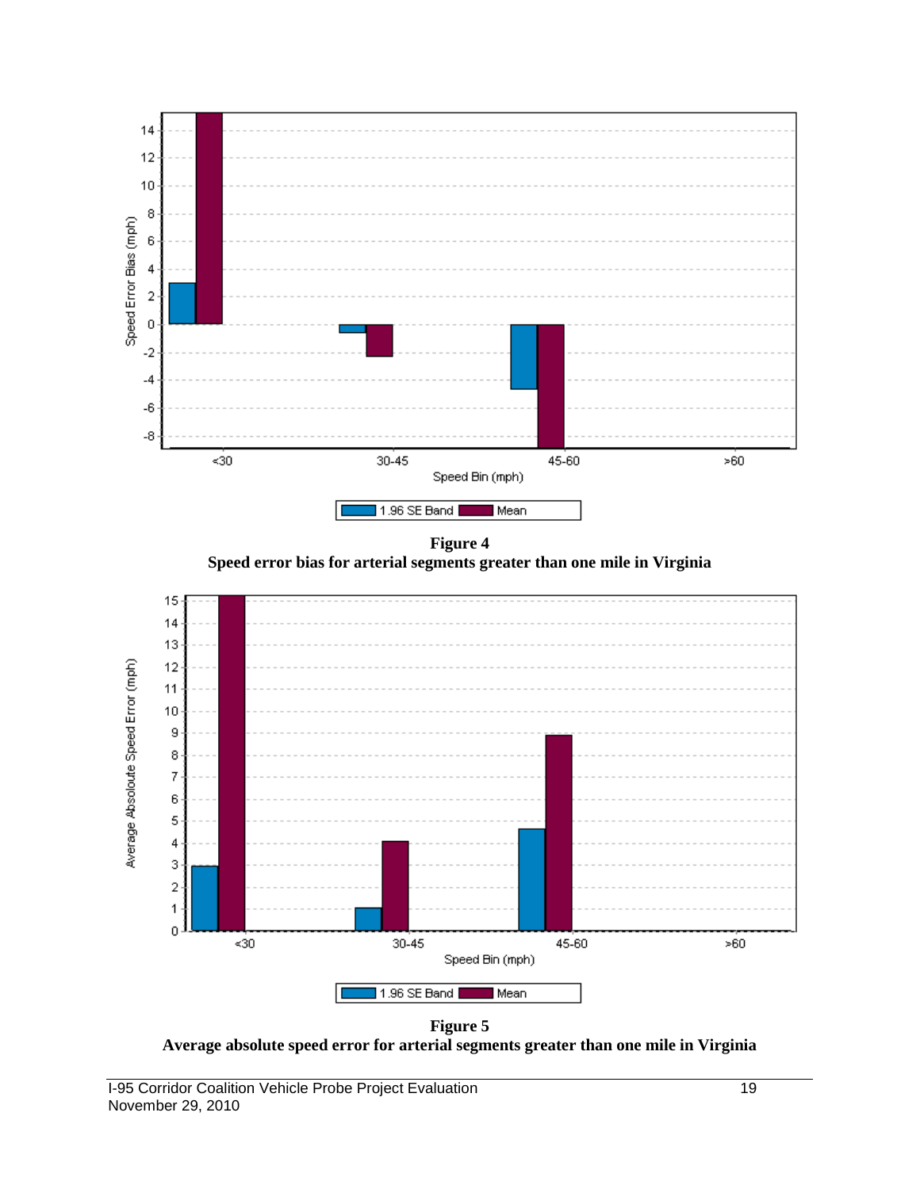Speed Error Bias (mph)

14
12
10
8
6
4
2
0
-2
-4
-6
-8

<30
30-45
45-60
>60

Speed Bin (mph)

1.96 SE Band
Mean

**Figure 4**
**Speed error bias for arterial segments greater than one mile in Virginia**

Average Absoloute Speed Error (mph)

15
14
13
12
11
10
9
8
7
6
5
4
3
2
1
0

<30
30-45
45-60
>60

Speed Bin (mph)

1.96 SE Band
Mean

**Figure 5**
**Average absolute speed error for arterial segments greater than one mile in Virginia**